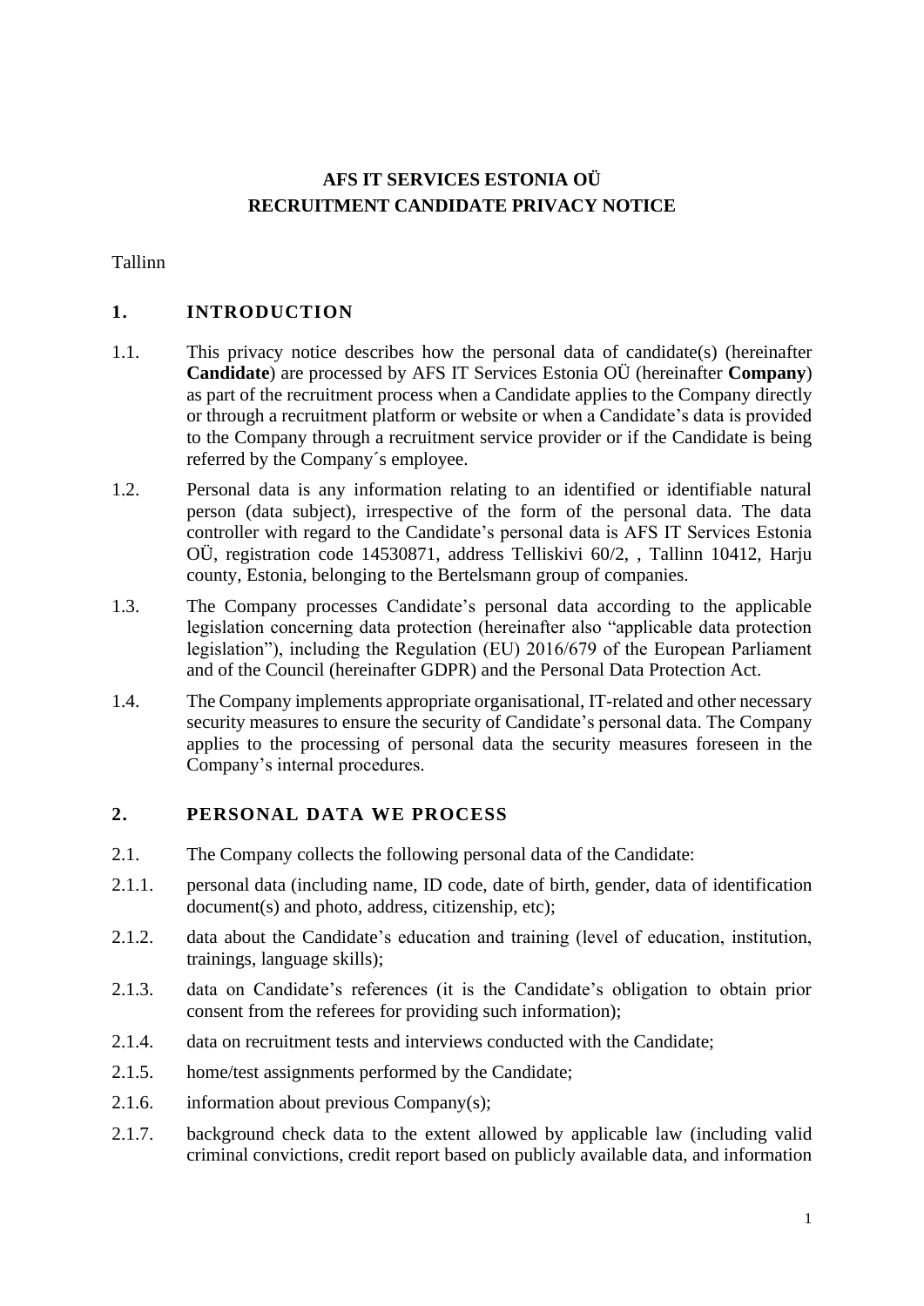# AFS IT SERVICES ESTONIA OÜ
# RECRUITMENT CANDIDATE PRIVACY NOTICE

Tallinn

## 1. INTRODUCTION

1.1. This privacy notice describes how the personal data of candidate(s) (hereinafter **Candidate**) are processed by AFS IT Services Estonia OÜ (hereinafter **Company**) as part of the recruitment process when a Candidate applies to the Company directly or through a recruitment platform or website or when a Candidate's data is provided to the Company through a recruitment service provider or if the Candidate is being referred by the Company´s employee.

1.2. Personal data is any information relating to an identified or identifiable natural person (data subject), irrespective of the form of the personal data. The data controller with regard to the Candidate's personal data is AFS IT Services Estonia OÜ, registration code 14530871, address Telliskivi 60/2, , Tallinn 10412, Harju county, Estonia, belonging to the Bertelsmann group of companies.

1.3. The Company processes Candidate's personal data according to the applicable legislation concerning data protection (hereinafter also "applicable data protection legislation"), including the Regulation (EU) 2016/679 of the European Parliament and of the Council (hereinafter GDPR) and the Personal Data Protection Act.

1.4. The Company implements appropriate organisational, IT-related and other necessary security measures to ensure the security of Candidate's personal data. The Company applies to the processing of personal data the security measures foreseen in the Company's internal procedures.

## 2. PERSONAL DATA WE PROCESS

2.1. The Company collects the following personal data of the Candidate:

2.1.1. personal data (including name, ID code, date of birth, gender, data of identification document(s) and photo, address, citizenship, etc);

2.1.2. data about the Candidate's education and training (level of education, institution, trainings, language skills);

2.1.3. data on Candidate's references (it is the Candidate's obligation to obtain prior consent from the referees for providing such information);

2.1.4. data on recruitment tests and interviews conducted with the Candidate;

2.1.5. home/test assignments performed by the Candidate;

2.1.6. information about previous Company(s);

2.1.7. background check data to the extent allowed by applicable law (including valid criminal convictions, credit report based on publicly available data, and information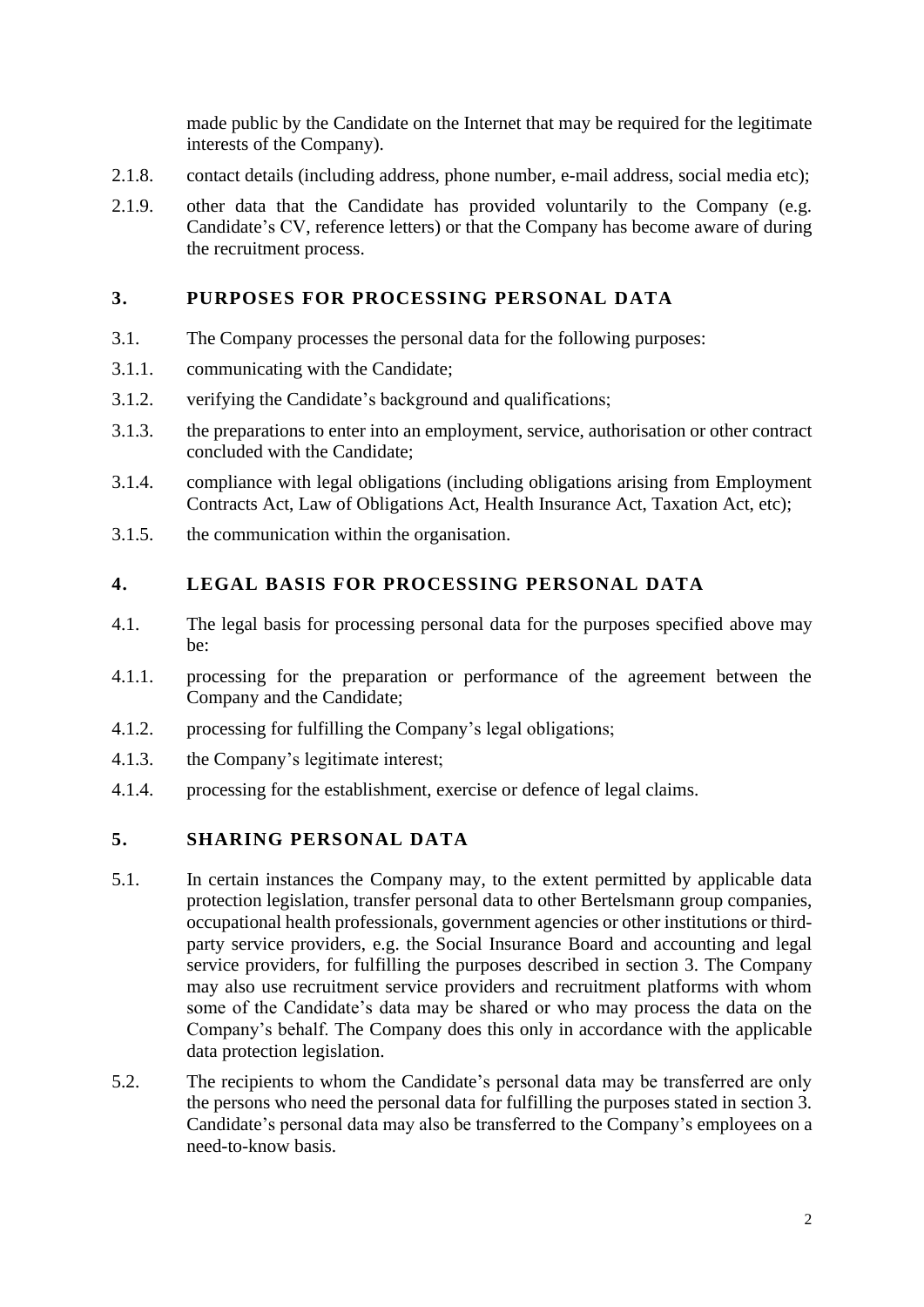made public by the Candidate on the Internet that may be required for the legitimate interests of the Company).

2.1.8. contact details (including address, phone number, e-mail address, social media etc);

2.1.9. other data that the Candidate has provided voluntarily to the Company (e.g. Candidate's CV, reference letters) or that the Company has become aware of during the recruitment process.

## 3. PURPOSES FOR PROCESSING PERSONAL DATA

3.1. The Company processes the personal data for the following purposes:

3.1.1. communicating with the Candidate;

3.1.2. verifying the Candidate's background and qualifications;

3.1.3. the preparations to enter into an employment, service, authorisation or other contract concluded with the Candidate;

3.1.4. compliance with legal obligations (including obligations arising from Employment Contracts Act, Law of Obligations Act, Health Insurance Act, Taxation Act, etc);

3.1.5. the communication within the organisation.

## 4. LEGAL BASIS FOR PROCESSING PERSONAL DATA

4.1. The legal basis for processing personal data for the purposes specified above may be:

4.1.1. processing for the preparation or performance of the agreement between the Company and the Candidate;

4.1.2. processing for fulfilling the Company's legal obligations;

4.1.3. the Company's legitimate interest;

4.1.4. processing for the establishment, exercise or defence of legal claims.

## 5. SHARING PERSONAL DATA

5.1. In certain instances the Company may, to the extent permitted by applicable data protection legislation, transfer personal data to other Bertelsmann group companies, occupational health professionals, government agencies or other institutions or third-party service providers, e.g. the Social Insurance Board and accounting and legal service providers, for fulfilling the purposes described in section 3. The Company may also use recruitment service providers and recruitment platforms with whom some of the Candidate's data may be shared or who may process the data on the Company's behalf. The Company does this only in accordance with the applicable data protection legislation.

5.2. The recipients to whom the Candidate's personal data may be transferred are only the persons who need the personal data for fulfilling the purposes stated in section 3. Candidate's personal data may also be transferred to the Company's employees on a need-to-know basis.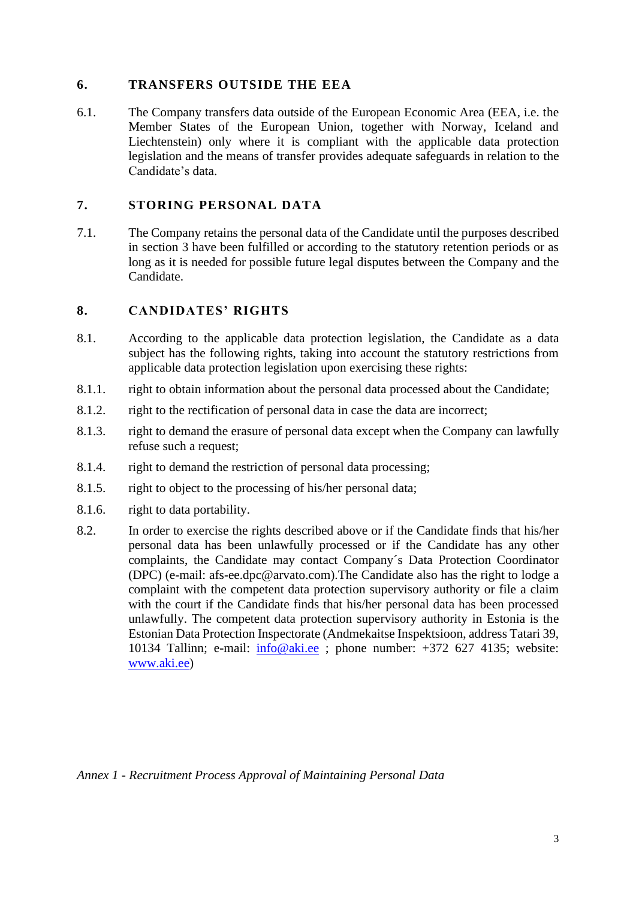## 6. TRANSFERS OUTSIDE THE EEA

6.1. The Company transfers data outside of the European Economic Area (EEA, i.e. the Member States of the European Union, together with Norway, Iceland and Liechtenstein) only where it is compliant with the applicable data protection legislation and the means of transfer provides adequate safeguards in relation to the Candidate's data.

## 7. STORING PERSONAL DATA

7.1. The Company retains the personal data of the Candidate until the purposes described in section 3 have been fulfilled or according to the statutory retention periods or as long as it is needed for possible future legal disputes between the Company and the Candidate.

## 8. CANDIDATES' RIGHTS

8.1. According to the applicable data protection legislation, the Candidate as a data subject has the following rights, taking into account the statutory restrictions from applicable data protection legislation upon exercising these rights:

8.1.1. right to obtain information about the personal data processed about the Candidate;

8.1.2. right to the rectification of personal data in case the data are incorrect;

8.1.3. right to demand the erasure of personal data except when the Company can lawfully refuse such a request;

8.1.4. right to demand the restriction of personal data processing;

8.1.5. right to object to the processing of his/her personal data;

8.1.6. right to data portability.

8.2. In order to exercise the rights described above or if the Candidate finds that his/her personal data has been unlawfully processed or if the Candidate has any other complaints, the Candidate may contact Company´s Data Protection Coordinator (DPC) (e-mail: afs-ee.dpc@arvato.com).The Candidate also has the right to lodge a complaint with the competent data protection supervisory authority or file a claim with the court if the Candidate finds that his/her personal data has been processed unlawfully. The competent data protection supervisory authority in Estonia is the Estonian Data Protection Inspectorate (Andmekaitse Inspektsioon, address Tatari 39, 10134 Tallinn; e-mail: info@aki.ee ; phone number: +372 627 4135; website: www.aki.ee)

*Annex 1 - Recruitment Process Approval of Maintaining Personal Data*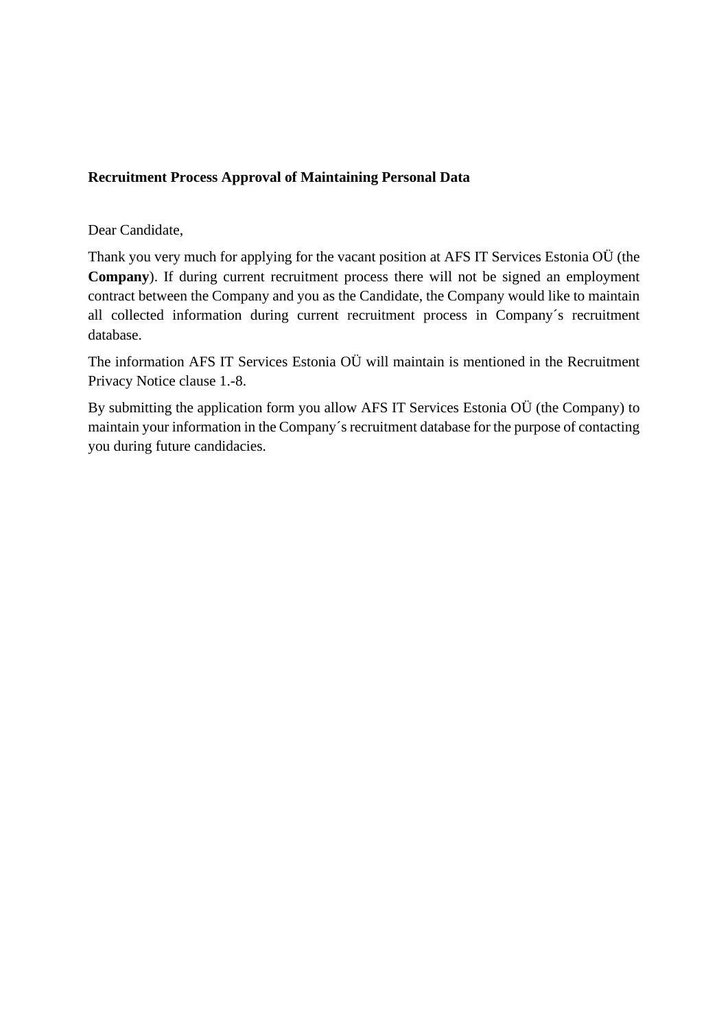**Recruitment Process Approval of Maintaining Personal Data**

Dear Candidate,

Thank you very much for applying for the vacant position at AFS IT Services Estonia OÜ (the **Company**). If during current recruitment process there will not be signed an employment contract between the Company and you as the Candidate, the Company would like to maintain all collected information during current recruitment process in Company´s recruitment database.

The information AFS IT Services Estonia OÜ will maintain is mentioned in the Recruitment Privacy Notice clause 1.-8.

By submitting the application form you allow AFS IT Services Estonia OÜ (the Company) to maintain your information in the Company´s recruitment database for the purpose of contacting you during future candidacies.